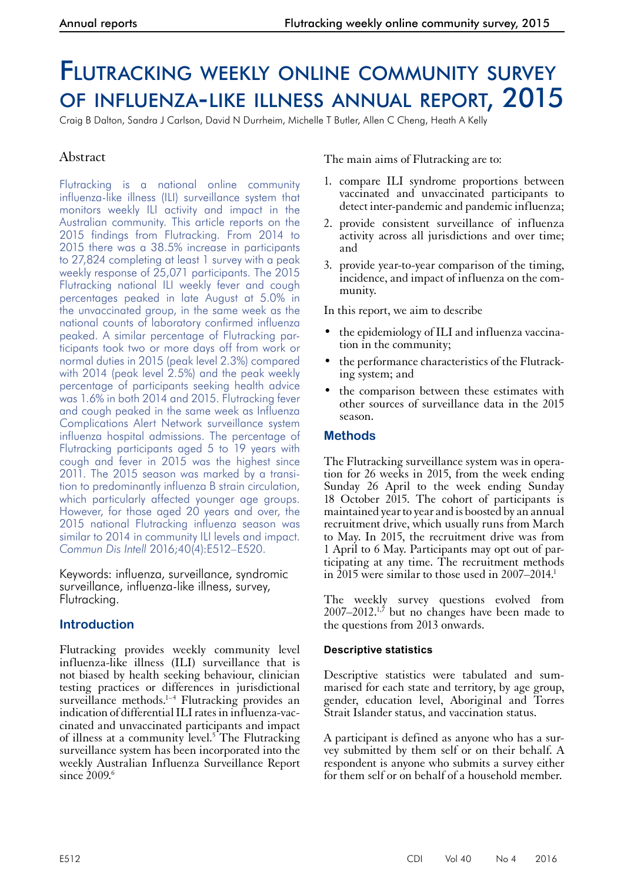# Flutracking weekly online community survey of influenza-like illness annual report, 2015

Craig B Dalton, Sandra J Carlson, David N Durrheim, Michelle T Butler, Allen C Cheng, Heath A Kelly

## Abstract

Flutracking is a national online community influenza-like illness (ILI) surveillance system that monitors weekly ILI activity and impact in the Australian community. This article reports on the 2015 findings from Flutracking. From 2014 to 2015 there was a 38.5% increase in participants to 27,824 completing at least 1 survey with a peak weekly response of 25,071 participants. The 2015 Flutracking national ILI weekly fever and cough percentages peaked in late August at 5.0% in the unvaccinated group, in the same week as the national counts of laboratory confirmed influenza peaked. A similar percentage of Flutracking participants took two or more days off from work or normal duties in 2015 (peak level 2.3%) compared with 2014 (peak level 2.5%) and the peak weekly percentage of participants seeking health advice was 1.6% in both 2014 and 2015. Flutracking fever and cough peaked in the same week as Influenza Complications Alert Network surveillance system influenza hospital admissions. The percentage of Flutracking participants aged 5 to 19 years with cough and fever in 2015 was the highest since 2011. The 2015 season was marked by a transition to predominantly influenza B strain circulation, which particularly affected younger age groups. However, for those aged 20 years and over, the 2015 national Flutracking influenza season was similar to 2014 in community ILI levels and impact. *Commun Dis Intell* 2016;40(4):E512–E520.

Keywords: influenza, surveillance, syndromic surveillance, influenza-like illness, survey, Flutracking.

## Introduction

Flutracking provides weekly community level influenza-like illness (ILI) surveillance that is not biased by health seeking behaviour, clinician testing practices or differences in jurisdictional surveillance methods.[1–4] Flutracking provides an indication of differential ILI rates in influenza-vaccinated and unvaccinated participants and impact of illness at a community level.[5] The Flutracking surveillance system has been incorporated into the weekly Australian Influenza Surveillance Report since 2009.[6]

The main aims of Flutracking are to:

1. compare ILI syndrome proportions between vaccinated and unvaccinated participants to detect inter-pandemic and pandemic influenza;
2. provide consistent surveillance of influenza activity across all jurisdictions and over time; and
3. provide year-to-year comparison of the timing, incidence, and impact of influenza on the community.

In this report, we aim to describe

- the epidemiology of ILI and influenza vaccination in the community;
- the performance characteristics of the Flutracking system; and
- the comparison between these estimates with other sources of surveillance data in the 2015 season.

## Methods

The Flutracking surveillance system was in operation for 26 weeks in 2015, from the week ending Sunday 26 April to the week ending Sunday 18 October 2015. The cohort of participants is maintained year to year and is boosted by an annual recruitment drive, which usually runs from March to May. In 2015, the recruitment drive was from 1 April to 6 May. Participants may opt out of participating at any time. The recruitment methods in 2015 were similar to those used in 2007–2014.[1]

The weekly survey questions evolved from 2007–2012,[1,7] but no changes have been made to the questions from 2013 onwards.

### Descriptive statistics

Descriptive statistics were tabulated and summarised for each state and territory, by age group, gender, education level, Aboriginal and Torres Strait Islander status, and vaccination status.

A participant is defined as anyone who has a survey submitted by them self or on their behalf. A respondent is anyone who submits a survey either for them self or on behalf of a household member.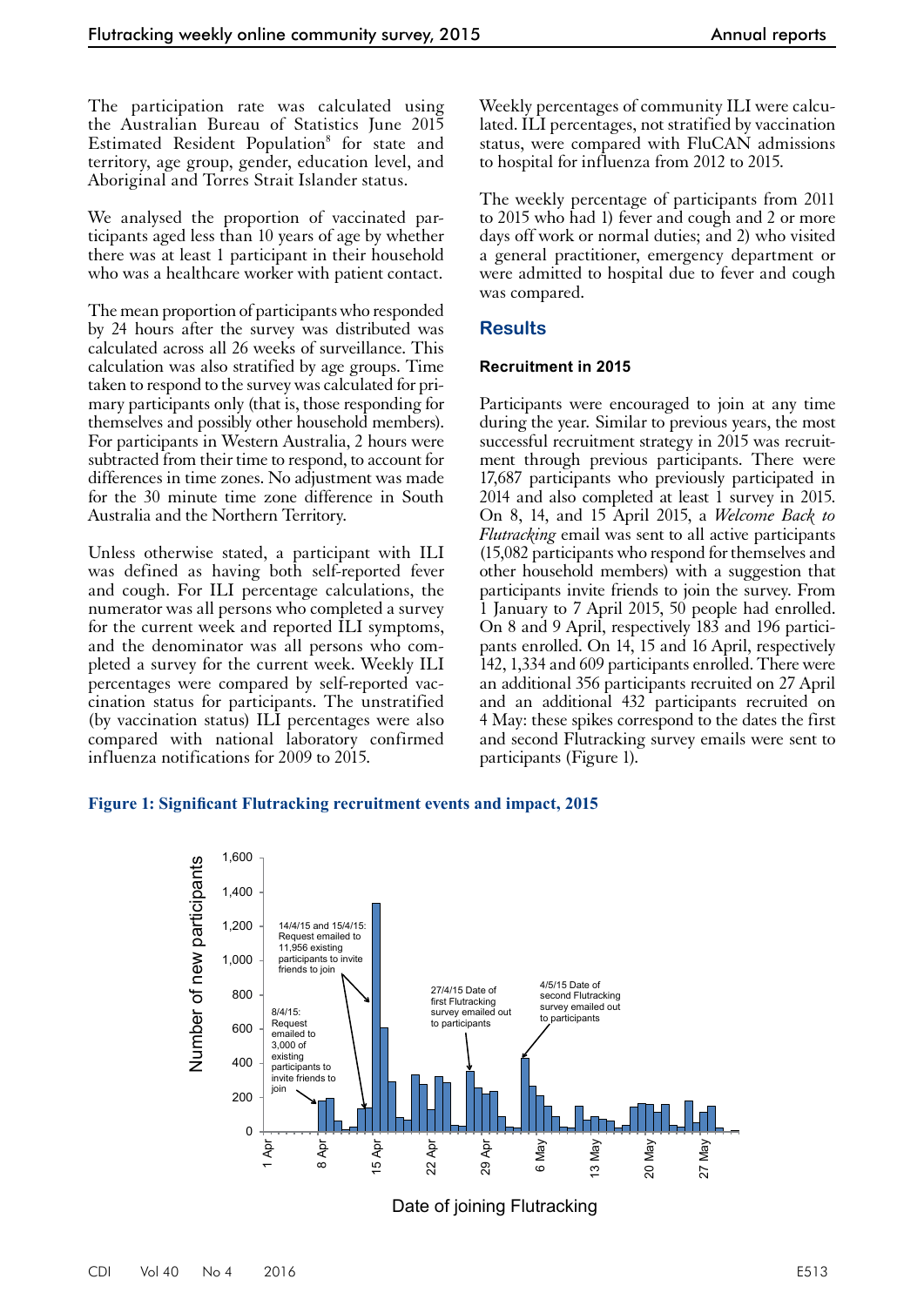The participation rate was calculated using the Australian Bureau of Statistics June 2015 Estimated Resident Population[8] for state and territory, age group, gender, education level, and Aboriginal and Torres Strait Islander status.

We analysed the proportion of vaccinated participants aged less than 10 years of age by whether there was at least 1 participant in their household who was a healthcare worker with patient contact.

The mean proportion of participants who responded by 24 hours after the survey was distributed was calculated across all 26 weeks of surveillance. This calculation was also stratified by age groups. Time taken to respond to the survey was calculated for primary participants only (that is, those responding for themselves and possibly other household members). For participants in Western Australia, 2 hours were subtracted from their time to respond, to account for differences in time zones. No adjustment was made for the 30 minute time zone difference in South Australia and the Northern Territory.

Unless otherwise stated, a participant with ILI was defined as having both self-reported fever and cough. For ILI percentage calculations, the numerator was all persons who completed a survey for the current week and reported ILI symptoms, and the denominator was all persons who completed a survey for the current week. Weekly ILI percentages were compared by self-reported vaccination status for participants. The unstratified (by vaccination status) ILI percentages were also compared with national laboratory confirmed influenza notifications for 2009 to 2015.

Weekly percentages of community ILI were calculated. ILI percentages, not stratified by vaccination status, were compared with FluCAN admissions to hospital for influenza from 2012 to 2015.

The weekly percentage of participants from 2011 to 2015 who had 1) fever and cough and 2 or more days off work or normal duties; and 2) who visited a general practitioner, emergency department or were admitted to hospital due to fever and cough was compared.

## Results

### Recruitment in 2015

Participants were encouraged to join at any time during the year. Similar to previous years, the most successful recruitment strategy in 2015 was recruitment through previous participants. There were 17,687 participants who previously participated in 2014 and also completed at least 1 survey in 2015. On 8, 14, and 15 April 2015, a *Welcome Back to Flutracking* email was sent to all active participants (15,082 participants who respond for themselves and other household members) with a suggestion that participants invite friends to join the survey. From 1 January to 7 April 2015, 50 people had enrolled. On 8 and 9 April, respectively 183 and 196 participants enrolled. On 14, 15 and 16 April, respectively 142, 1,334 and 609 participants enrolled. There were an additional 356 participants recruited on 27 April and an additional 432 participants recruited on 4 May: these spikes correspond to the dates the first and second Flutracking survey emails were sent to participants (Figure 1).

**Figure 1: Significant Flutracking recruitment events and impact, 2015**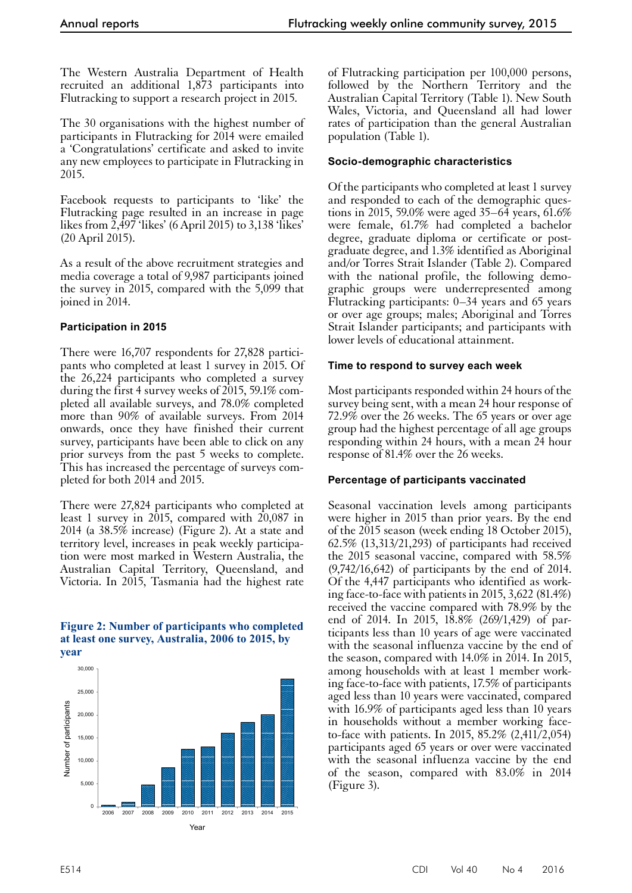The Western Australia Department of Health recruited an additional 1,873 participants into Flutracking to support a research project in 2015.

The 30 organisations with the highest number of participants in Flutracking for 2014 were emailed a 'Congratulations' certificate and asked to invite any new employees to participate in Flutracking in 2015.

Facebook requests to participants to 'like' the Flutracking page resulted in an increase in page likes from 2,497 'likes' (6 April 2015) to 3,138 'likes' (20 April 2015).

As a result of the above recruitment strategies and media coverage a total of 9,987 participants joined the survey in 2015, compared with the 5,099 that joined in 2014.

### Participation in 2015

There were 16,707 respondents for 27,828 participants who completed at least 1 survey in 2015. Of the 26,224 participants who completed a survey during the first 4 survey weeks of 2015, 59.1% completed all available surveys, and 78.0% completed more than 90% of available surveys. From 2014 onwards, once they have finished their current survey, participants have been able to click on any prior surveys from the past 5 weeks to complete. This has increased the percentage of surveys completed for both 2014 and 2015.

There were 27,824 participants who completed at least 1 survey in 2015, compared with 20,087 in 2014 (a 38.5% increase) (Figure 2). At a state and territory level, increases in peak weekly participation were most marked in Western Australia, the Australian Capital Territory, Queensland, and Victoria. In 2015, Tasmania had the highest rate of Flutracking participation per 100,000 persons, followed by the Northern Territory and the Australian Capital Territory (Table 1). New South Wales, Victoria, and Queensland all had lower rates of participation than the general Australian population (Table 1).

**Figure 2: Number of participants who completed at least one survey, Australia, 2006 to 2015, by year**

### Socio-demographic characteristics

Of the participants who completed at least 1 survey and responded to each of the demographic questions in 2015, 59.0% were aged 35–64 years, 61.6% were female, 61.7% had completed a bachelor degree, graduate diploma or certificate or post-graduate degree, and 1.3% identified as Aboriginal and/or Torres Strait Islander (Table 2). Compared with the national profile, the following demographic groups were underrepresented among Flutracking participants: 0–34 years and 65 years or over age groups; males; Aboriginal and Torres Strait Islander participants; and participants with lower levels of educational attainment.

### Time to respond to survey each week

Most participants responded within 24 hours of the survey being sent, with a mean 24 hour response of 72.9% over the 26 weeks. The 65 years or over age group had the highest percentage of all age groups responding within 24 hours, with a mean 24 hour response of 81.4% over the 26 weeks.

### Percentage of participants vaccinated

Seasonal vaccination levels among participants were higher in 2015 than prior years. By the end of the 2015 season (week ending 18 October 2015), 62.5% (13,313/21,293) of participants had received the 2015 seasonal vaccine, compared with 58.5% (9,742/16,642) of participants by the end of 2014. Of the 4,447 participants who identified as working face-to-face with patients in 2015, 3,622 (81.4%) received the vaccine compared with 78.9% by the end of 2014. In 2015, 18.8% (269/1,429) of participants less than 10 years of age were vaccinated with the seasonal influenza vaccine by the end of the season, compared with 14.0% in 2014. In 2015, among households with at least 1 member working face-to-face with patients, 17.5% of participants aged less than 10 years were vaccinated, compared with 16.9% of participants aged less than 10 years in households without a member working face-to-face with patients. In 2015, 85.2% (2,411/2,054) participants aged 65 years or over were vaccinated with the seasonal influenza vaccine by the end of the season, compared with 83.0% in 2014 (Figure 3).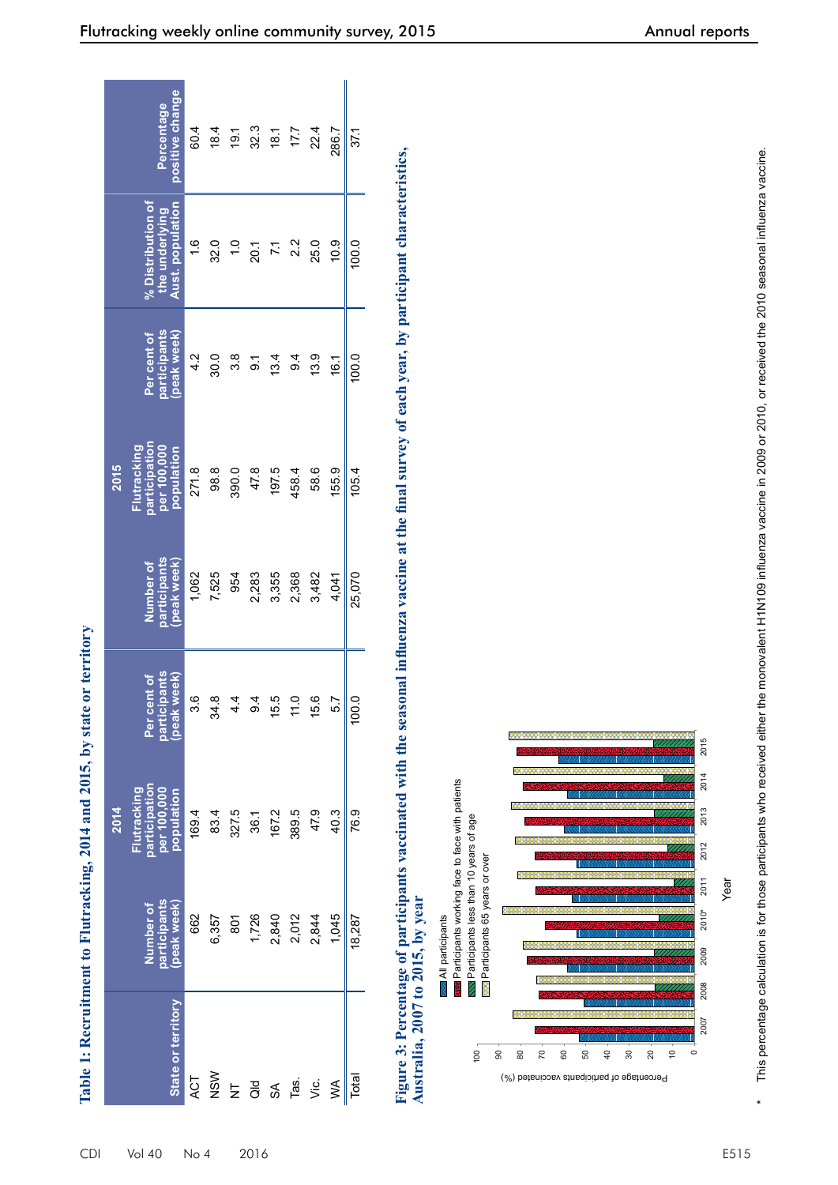## Table 1: Recruitment to Flutracking, 2014 and 2015, by state or territory

| State or territory | 2014 | | | 2015 | | | % Distribution of the underlying Aust. population | Percentage positive change |
|---|---|---|---|---|---|---|---|---|
| | Number of participants (peak week) | Flutracking participation per 100,000 population | Per cent of participants (peak week) | Number of participants (peak week) | Flutracking participation per 100,000 population | Per cent of participants (peak week) | | |
| ACT | 662 | 169.4 | 3.6 | 1,062 | 271.8 | 4.2 | 1.6 | 60.4 |
| NSW | 6,357 | 83.4 | 34.8 | 7,525 | 98.8 | 30.0 | 32.0 | 18.4 |
| NT | 801 | 327.5 | 4.4 | 954 | 390.0 | 3.8 | 1.0 | 19.1 |
| Qld | 1,726 | 36.1 | 9.4 | 2,283 | 47.8 | 9.1 | 20.1 | 32.3 |
| SA | 2,840 | 167.2 | 15.5 | 3,355 | 197.5 | 13.4 | 7.1 | 18.1 |
| Tas. | 2,012 | 389.5 | 11.0 | 2,368 | 458.4 | 9.4 | 2.2 | 17.7 |
| Vic. | 2,844 | 47.9 | 15.6 | 3,482 | 58.6 | 13.9 | 25.0 | 22.4 |
| WA | 1,045 | 40.3 | 5.7 | 4,041 | 155.9 | 16.1 | 10.9 | 286.7 |
| Total | 18,287 | 76.9 | 100.0 | 25,070 | 105.4 | 100.0 | 100.0 | 37.1 |

## Figure 3: Percentage of participants vaccinated with the seasonal influenza vaccine at the final survey of each year, by participant characteristics, Australia, 2007 to 2015, by year

\* This percentage calculation is for those participants who received either the monovalent H1N109 influenza vaccine in 2009 or 2010, or received the 2010 seasonal influenza vaccine.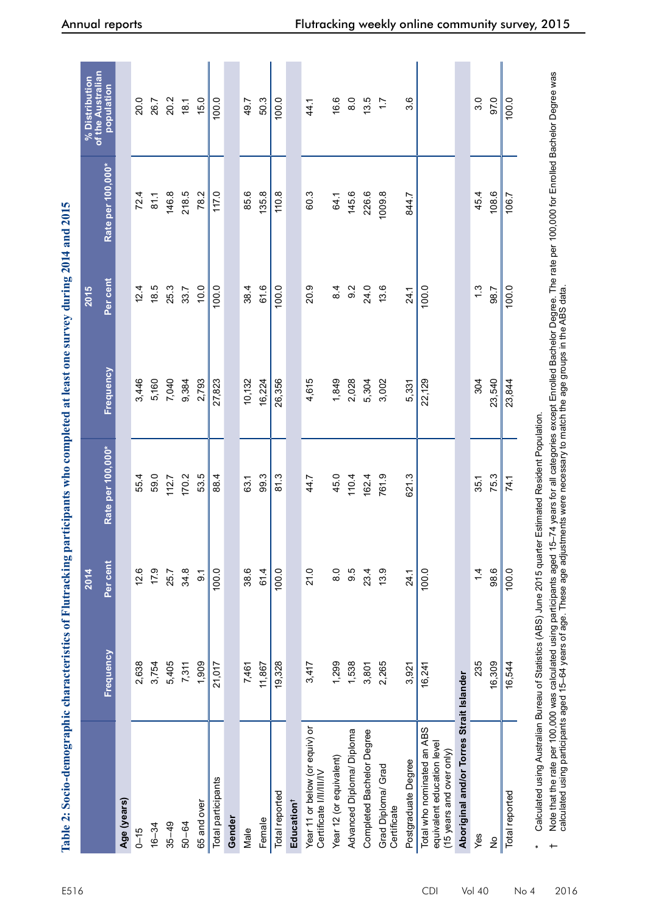**Table 2: Socio-demographic characteristics of Flutracking participants who completed at least one survey during 2014 and 2015**

| | 2014 | | | 2015 | | | % Distribution of the Australian population |
|---|---|---|---|---|---|---|---|
| | Frequency | Per cent | Rate per 100,000* | Frequency | Per cent | Rate per 100,000* | |
| **Age (years)** | | | | | | | |
| 0–15 | 2,638 | 12.6 | 55.4 | 3,446 | 12.4 | 72.4 | 20.0 |
| 16–34 | 3,754 | 17.9 | 59.0 | 5,160 | 18.5 | 81.1 | 26.7 |
| 35–49 | 5,405 | 25.7 | 112.7 | 7,040 | 25.3 | 146.8 | 20.2 |
| 50–64 | 7,311 | 34.8 | 170.2 | 9,384 | 33.7 | 218.5 | 18.1 |
| 65 and over | 1,909 | 9.1 | 53.5 | 2,793 | 10.0 | 78.2 | 15.0 |
| Total participants | 21,017 | 100.0 | 88.4 | 27,823 | 100.0 | 117.0 | 100.0 |
| **Gender** | | | | | | | |
| Male | 7,461 | 38.6 | 63.1 | 10,132 | 38.4 | 85.6 | 49.7 |
| Female | 11,867 | 61.4 | 99.3 | 16,224 | 61.6 | 135.8 | 50.3 |
| Total reported | 19,328 | 100.0 | 81.3 | 26,356 | 100.0 | 110.8 | 100.0 |
| **Education†** | | | | | | | |
| Year 11 or below (or equiv) or Certificate I/II/III/IV | 3,417 | 21.0 | 44.7 | 4,615 | 20.9 | 60.3 | 44.1 |
| Year 12 (or equivalent) | 1,299 | 8.0 | 45.0 | 1,849 | 8.4 | 64.1 | 16.6 |
| Advanced Diploma/ Diploma | 1,538 | 9.5 | 110.4 | 2,028 | 9.2 | 145.6 | 8.0 |
| Completed Bachelor Degree | 3,801 | 23.4 | 162.4 | 5,304 | 24.0 | 226.6 | 13.5 |
| Grad Diploma/ Grad Certificate | 2,265 | 13.9 | 761.9 | 3,002 | 13.6 | 1009.8 | 1.7 |
| Postgraduate Degree | 3,921 | 24.1 | 621.3 | 5,331 | 24.1 | 844.7 | 3.6 |
| Total who nominated an ABS equivalent education level (15 years and over only) | 16,241 | 100.0 | | 22,129 | 100.0 | | |
| **Aboriginal and/or Torres Strait Islander** | | | | | | | |
| Yes | 235 | 1.4 | 35.1 | 304 | 1.3 | 45.4 | 3.0 |
| No | 16,309 | 98.6 | 75.3 | 23,540 | 98.7 | 108.6 | 97.0 |
| Total reported | 16,544 | 100.0 | 74.1 | 23,844 | 100.0 | 106.7 | 100.0 |

\* Calculated using Australian Bureau of Statistics (ABS) June 2015 quarter Estimated Resident Population.

† Note that the rate per 100,000 was calculated using participants aged 15–74 years for all categories except Enrolled Bachelor Degree. The rate per 100,000 for Enrolled Bachelor Degree was calculated using participants aged 15–64 years of age. These age adjustments were necessary to match the age groups in the ABS data.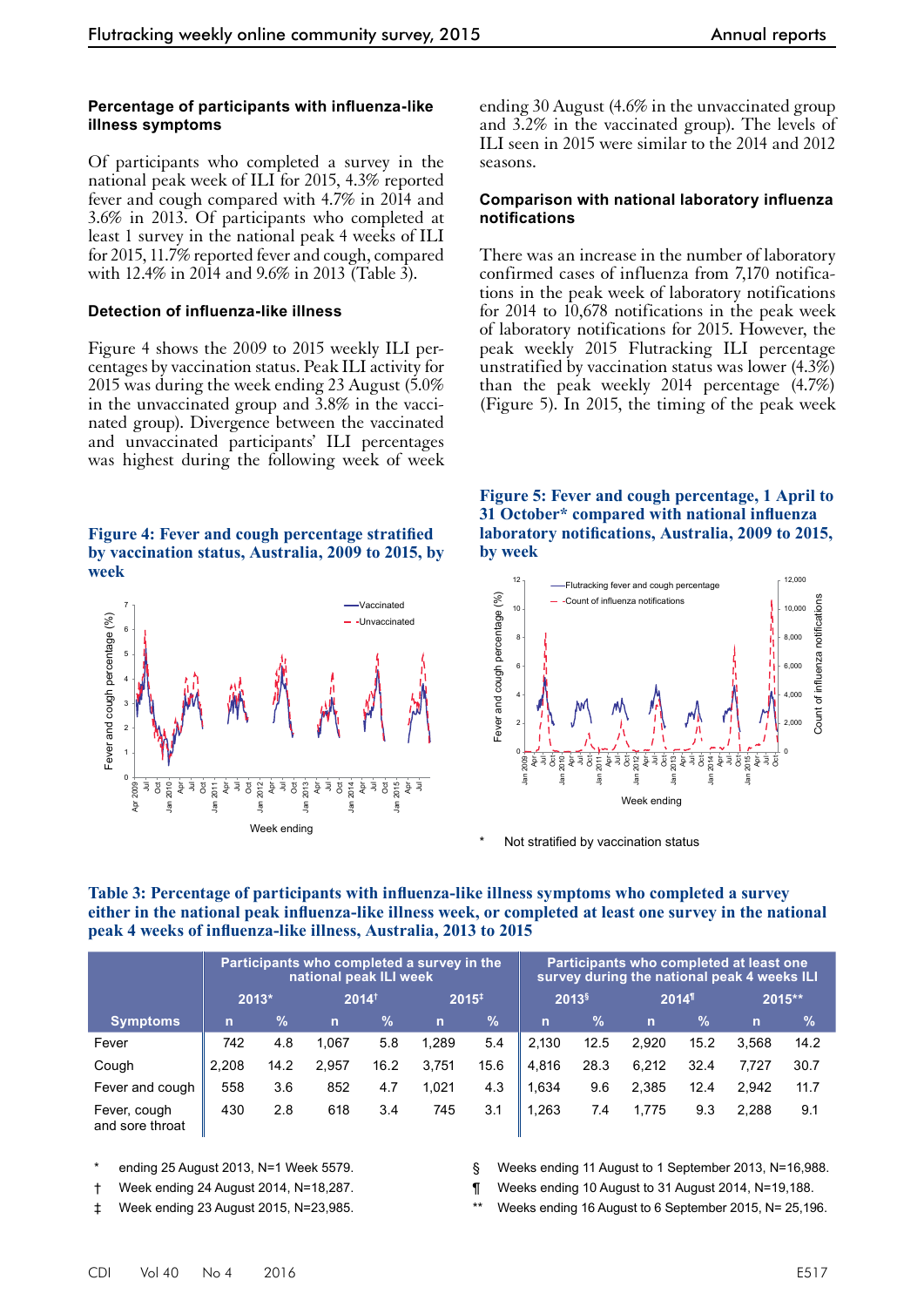#### Percentage of participants with influenza-like illness symptoms

Of participants who completed a survey in the national peak week of ILI for 2015, 4.3% reported fever and cough compared with 4.7% in 2014 and 3.6% in 2013. Of participants who completed at least 1 survey in the national peak 4 weeks of ILI for 2015, 11.7% reported fever and cough, compared with 12.4% in 2014 and 9.6% in 2013 (Table 3).

#### Detection of influenza-like illness

Figure 4 shows the 2009 to 2015 weekly ILI percentages by vaccination status. Peak ILI activity for 2015 was during the week ending 23 August (5.0% in the unvaccinated group and 3.8% in the vaccinated group). Divergence between the vaccinated and unvaccinated participants' ILI percentages was highest during the following week of week ending 30 August (4.6% in the unvaccinated group and 3.2% in the vaccinated group). The levels of ILI seen in 2015 were similar to the 2014 and 2012 seasons.

#### Comparison with national laboratory influenza notifications

There was an increase in the number of laboratory confirmed cases of influenza from 7,170 notifications in the peak week of laboratory notifications for 2014 to 10,678 notifications in the peak week of laboratory notifications for 2015. However, the peak weekly 2015 Flutracking ILI percentage unstratified by vaccination status was lower (4.3%) than the peak weekly 2014 percentage (4.7%) (Figure 5). In 2015, the timing of the peak week

**Figure 4: Fever and cough percentage stratified by vaccination status, Australia, 2009 to 2015, by week**

**Figure 5: Fever and cough percentage, 1 April to 31 October* compared with national laboratory notifications, Australia, 2009 to 2015, by week**

\* Not stratified by vaccination status

**Table 3: Percentage of participants with influenza-like illness symptoms who completed a survey either in the national peak influenza-like illness week, or completed at least one survey in the national peak 4 weeks of influenza-like illness, Australia, 2013 to 2015**

| | Participants who completed a survey in the national peak ILI week | | | | | | Participants who completed at least one survey during the national peak 4 weeks ILI | | | | | |
|---|---|---|---|---|---|---|---|---|---|---|---|---|
| | 2013* | | 2014† | | 2015‡ | | 2013§ | | 2014¶ | | 2015** | |
| Symptoms | n | % | n | % | n | % | n | % | n | % | n | % |
| Fever | 742 | 4.8 | 1,067 | 5.8 | 1,289 | 5.4 | 2,130 | 12.5 | 2,920 | 15.2 | 3,568 | 14.2 |
| Cough | 2,208 | 14.2 | 2,957 | 16.2 | 3,751 | 15.6 | 4,816 | 28.3 | 6,212 | 32.4 | 7,727 | 30.7 |
| Fever and cough | 558 | 3.6 | 852 | 4.7 | 1,021 | 4.3 | 1,634 | 9.6 | 2,385 | 12.4 | 2,942 | 11.7 |
| Fever, cough and sore throat | 430 | 2.8 | 618 | 3.4 | 745 | 3.1 | 1,263 | 7.4 | 1,775 | 9.3 | 2,288 | 9.1 |

\* ending 25 August 2013, N=1 Week 5579.

† Week ending 24 August 2014, N=18,287.

‡ Week ending 23 August 2015, N=23,985.

§ Weeks ending 11 August to 1 September 2013, N=16,988.

¶ Weeks ending 10 August to 31 August 2014, N=19,188.

\*\* Weeks ending 16 August to 6 September 2015, N= 25,196.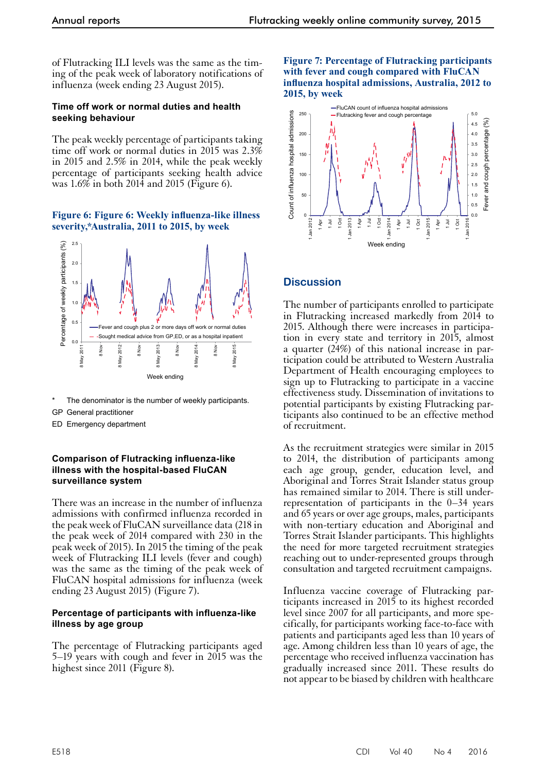of Flutracking ILI levels was the same as the timing of the peak week of laboratory notifications of influenza (week ending 23 August 2015).

### Time off work or normal duties and health seeking behaviour

The peak weekly percentage of participants taking time off work or normal duties in 2015 was 2.3% in 2015 and 2.5% in 2014, while the peak weekly percentage of participants seeking health advice was 1.6% in both 2014 and 2015 (Figure 6).

**Figure 6: Figure 6: Weekly influenza-like illness severity,*Australia, 2011 to 2015, by week**

\* The denominator is the number of weekly participants.

GP General practitioner

ED Emergency department

### Comparison of Flutracking influenza-like illness with the hospital-based FluCAN surveillance system

There was an increase in the number of influenza admissions with confirmed influenza recorded in the peak week of FluCAN surveillance data (218 in the peak week of 2014 compared with 230 in the peak week of 2015). In 2015 the timing of the peak week of Flutracking ILI levels (fever and cough) was the same as the timing of the peak week of FluCAN hospital admissions for influenza (week ending 23 August 2015) (Figure 7).

### Percentage of participants with influenza-like illness by age group

The percentage of Flutracking participants aged 5–19 years with cough and fever in 2015 was the highest since 2011 (Figure 8).

**Figure 7: Percentage of Flutracking participants with fever and cough compared with FluCAN influenza hospital admissions, Australia, 2012 to 2015, by week**

## Discussion

The number of participants enrolled to participate in Flutracking increased markedly from 2014 to 2015. Although there were increases in participation in every state and territory in 2015, almost a quarter (24%) of this national increase in participation could be attributed to Western Australia Department of Health encouraging employees to sign up to Flutracking to participate in a vaccine effectiveness study. Dissemination of invitations to potential participants by existing Flutracking participants also continued to be an effective method of recruitment.

As the recruitment strategies were similar in 2015 to 2014, the distribution of participants among each age group, gender, education level, and Aboriginal and Torres Strait Islander status group has remained similar to 2014. There is still under-representation of participants in the 0–34 years and 65 years or over age groups, males, participants with non-tertiary education and Aboriginal and Torres Strait Islander participants. This highlights the need for more targeted recruitment strategies reaching out to under-represented groups through consultation and targeted recruitment campaigns.

Influenza vaccine coverage of Flutracking participants increased in 2015 to its highest recorded level since 2007 for all participants, and more specifically, for participants working face-to-face with patients and participants aged less than 10 years of age. Among children less than 10 years of age, the percentage who received influenza vaccination has gradually increased since 2011. These results do not appear to be biased by children with healthcare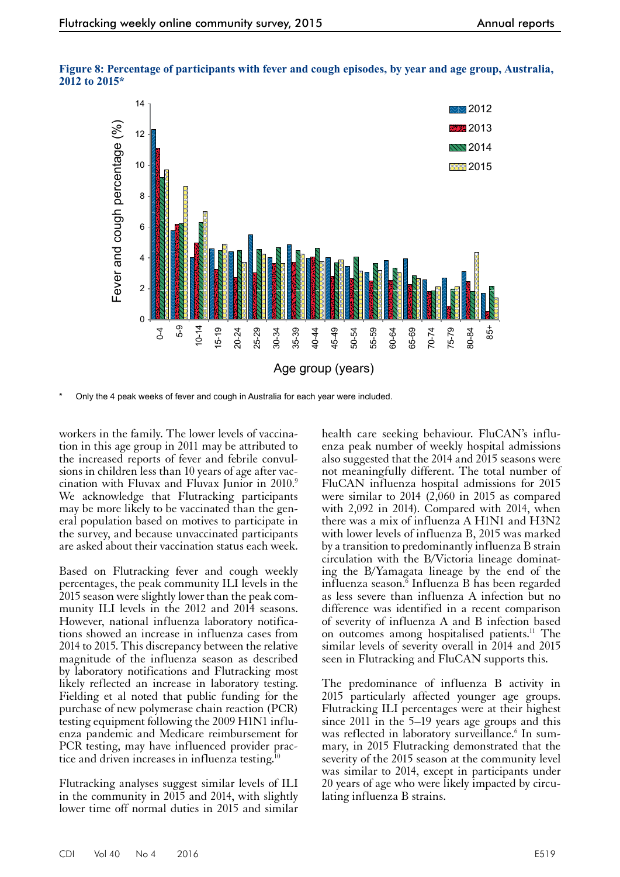**Figure 8: Percentage of participants with fever and cough episodes, by year and age group, Australia, 2012 to 2015***

\* Only the 4 peak weeks of fever and cough in Australia for each year were included.

workers in the family. The lower levels of vaccination in this age group in 2011 may be attributed to the increased reports of fever and febrile convulsions in children less than 10 years of age after vaccination with Fluvax and Fluvax Junior in 2010.[9] We acknowledge that Flutracking participants may be more likely to be vaccinated than the general population based on motives to participate in the survey, and because unvaccinated participants are asked about their vaccination status each week.

Based on Flutracking fever and cough weekly percentages, the peak community ILI levels in the 2015 season were slightly lower than the peak community ILI levels in the 2012 and 2014 seasons. However, national influenza laboratory notifications showed an increase in influenza cases from 2014 to 2015. This discrepancy between the relative magnitude of the influenza season as described by laboratory notifications and Flutracking most likely reflected an increase in laboratory testing. Fielding et al noted that public funding for the purchase of new polymerase chain reaction (PCR) testing equipment following the 2009 H1N1 influenza pandemic and Medicare reimbursement for PCR testing, may have influenced provider practice and driven increases in influenza testing.[10]

Flutracking analyses suggest similar levels of ILI in the community in 2015 and 2014, with slightly lower time off normal duties in 2015 and similar health care seeking behaviour. FluCAN's influenza peak number of weekly hospital admissions also suggested that the 2014 and 2015 seasons were not meaningfully different. The total number of FluCAN influenza hospital admissions for 2015 were similar to 2014 (2,060 in 2015 as compared with 2,092 in 2014). Compared with 2014, when there was a mix of influenza A H1N1 and H3N2 with lower levels of influenza B, 2015 was marked by a transition to predominantly influenza B strain circulation with the B/Victoria lineage dominating the B/Yamagata lineage by the end of the influenza season.[6] Influenza B has been regarded as less severe than influenza A infection but no difference was identified in a recent comparison of severity of influenza A and B infection based on outcomes among hospitalised patients.[11] The similar levels of severity overall in 2014 and 2015 seen in Flutracking and FluCAN supports this.

The predominance of influenza B activity in 2015 particularly affected younger age groups. Flutracking ILI percentages were at their highest since 2011 in the 5–19 years age groups and this was reflected in laboratory surveillance.[6] In summary, in 2015 Flutracking demonstrated that the severity of the 2015 season at the community level was similar to 2014, except in participants under 20 years of age who were likely impacted by circulating influenza B strains.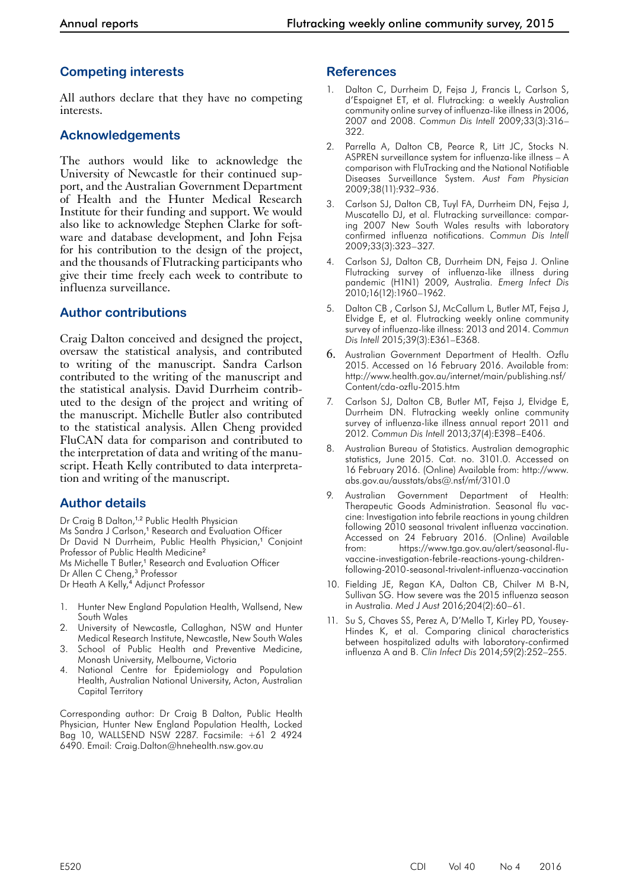## Competing interests

All authors declare that they have no competing interests.

## Acknowledgements

The authors would like to acknowledge the University of Newcastle for their continued support, and the Australian Government Department of Health and the Hunter Medical Research Institute for their funding and support. We would also like to acknowledge Stephen Clarke for software and database development, and John Fejsa for his contribution to the design of the project, and the thousands of Flutracking participants who give their time freely each week to contribute to influenza surveillance.

## Author contributions

Craig Dalton conceived and designed the project, oversaw the statistical analysis, and contributed to writing of the manuscript. Sandra Carlson contributed to the writing of the manuscript and the statistical analysis. David Durrheim contributed to the design of the project and writing of the manuscript. Michelle Butler also contributed to the statistical analysis. Allen Cheng provided FluCAN data for comparison and contributed to the interpretation of data and writing of the manuscript. Heath Kelly contributed to data interpretation and writing of the manuscript.

## Author details

Dr Craig B Dalton,[1,2] Public Health Physician
Ms Sandra J Carlson,[1] Research and Evaluation Officer
Dr David N Durrheim, Public Health Physician,[1] Conjoint Professor of Public Health Medicine[2]
Ms Michelle T Butler,[1] Research and Evaluation Officer
Dr Allen C Cheng,[3] Professor
Dr Heath A Kelly,[4] Adjunct Professor

1. Hunter New England Population Health, Wallsend, New South Wales
2. University of Newcastle, Callaghan, NSW and Hunter Medical Research Institute, Newcastle, New South Wales
3. School of Public Health and Preventive Medicine, Monash University, Melbourne, Victoria
4. National Centre for Epidemiology and Population Health, Australian National University, Acton, Australian Capital Territory

Corresponding author: Dr Craig B Dalton, Public Health Physician, Hunter New England Population Health, Locked Bag 10, WALLSEND NSW 2287. Facsimile: +61 2 4924 6490. Email: Craig.Dalton@hnehealth.nsw.gov.au

## References

1. Dalton C, Durrheim D, Fejsa J, Francis L, Carlson S, d'Espaignet ET, et al. Flutracking: a weekly Australian community online survey of influenza-like illness in 2006, 2007 and 2008. *Commun Dis Intell* 2009;33(3):316–322.
2. Parrella A, Dalton CB, Pearce R, Litt JC, Stocks N. ASPREN surveillance system for influenza-like illness – A comparison with FluTracking and the National Notifiable Diseases Surveillance System. *Aust Fam Physician* 2009;38(11):932–936.
3. Carlson SJ, Dalton CB, Tuyl FA, Durrheim DN, Fejsa J, Muscatello DJ, et al. Flutracking surveillance: comparing 2007 New South Wales results with laboratory confirmed influenza notifications. *Commun Dis Intell* 2009;33(3):323–327.
4. Carlson SJ, Dalton CB, Durrheim DN, Fejsa J. Online Flutracking survey of influenza-like illness during pandemic (H1N1) 2009, Australia. *Emerg Infect Dis* 2010;16(12):1960–1962.
5. Dalton CB , Carlson SJ, McCallum L, Butler MT, Fejsa J, Elvidge E, et al. Flutracking weekly online community survey of influenza-like illness: 2013 and 2014. *Commun Dis Intell* 2015;39(3):E361–E368.
6. Australian Government Department of Health. Ozflu 2015. Accessed on 16 February 2016. Available from: http://www.health.gov.au/internet/main/publishing.nsf/Content/cda-ozflu-2015.htm
7. Carlson SJ, Dalton CB, Butler MT, Fejsa J, Elvidge E, Durrheim DN. Flutracking weekly online community survey of influenza-like illness annual report 2011 and 2012. *Commun Dis Intell* 2013;37(4):E398–E406.
8. Australian Bureau of Statistics. Australian demographic statistics, June 2015. Cat. no. 3101.0. Accessed on 16 February 2016. (Online) Available from: http://www.abs.gov.au/ausstats/abs@.nsf/mf/3101.0
9. Australian Government Department of Health: Therapeutic Goods Administration. Seasonal flu vaccine: Investigation into febrile reactions in young children following 2010 seasonal trivalent influenza vaccination. Accessed on 24 February 2016. (Online) Available from: https://www.tga.gov.au/alert/seasonal-flu-vaccine-investigation-febrile-reactions-young-children-following-2010-seasonal-trivalent-influenza-vaccination
10. Fielding JE, Regan KA, Dalton CB, Chilver M B-N, Sullivan SG. How severe was the 2015 influenza season in Australia. *Med J Aust* 2016;204(2):60–61.
11. Su S, Chaves SS, Perez A, D'Mello T, Kirley PD, Yousey-Hindes K, et al. Comparing clinical characteristics between hospitalized adults with laboratory-confirmed influenza A and B. *Clin Infect Dis* 2014;59(2):252–255.